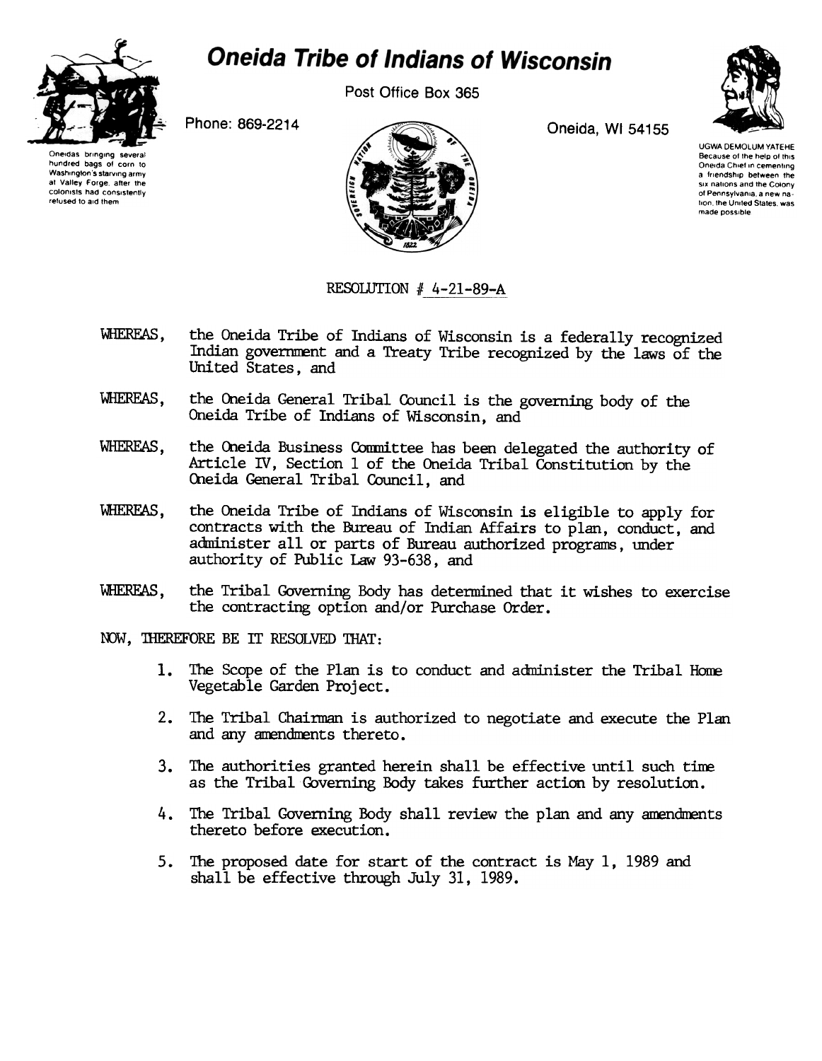# Oneida Tribe of Indians of Wisconsin

Oneidas bringing several hundred bags of corn to Washington's starving army at Valley Forge, after the colonists had consistently refused to aid them

Post Office Box 365

Phone: 869-2214

Oneida, WI 54155

UGWA DEMOLUM YATEHE
Because of the help of this Oneida Chief in cementing a friendship between the six nations and the Colony of Pennsylvania, a new nation, the United States, was made possible

## RESOLUTION # 4-21-89-A

WHEREAS, the Oneida Tribe of Indians of Wisconsin is a federally recognized Indian government and a Treaty Tribe recognized by the laws of the United States, and

WHEREAS, the Oneida General Tribal Council is the governing body of the Oneida Tribe of Indians of Wisconsin, and

WHEREAS, the Oneida Business Committee has been delegated the authority of Article IV, Section 1 of the Oneida Tribal Constitution by the Oneida General Tribal Council, and

WHEREAS, the Oneida Tribe of Indians of Wisconsin is eligible to apply for contracts with the Bureau of Indian Affairs to plan, conduct, and administer all or parts of Bureau authorized programs, under authority of Public Law 93-638, and

WHEREAS, the Tribal Governing Body has determined that it wishes to exercise the contracting option and/or Purchase Order.

NOW, THEREFORE BE IT RESOLVED THAT:

1. The Scope of the Plan is to conduct and administer the Tribal Home Vegetable Garden Project.
2. The Tribal Chairman is authorized to negotiate and execute the Plan and any amendments thereto.
3. The authorities granted herein shall be effective until such time as the Tribal Governing Body takes further action by resolution.
4. The Tribal Governing Body shall review the plan and any amendments thereto before execution.
5. The proposed date for start of the contract is May 1, 1989 and shall be effective through July 31, 1989.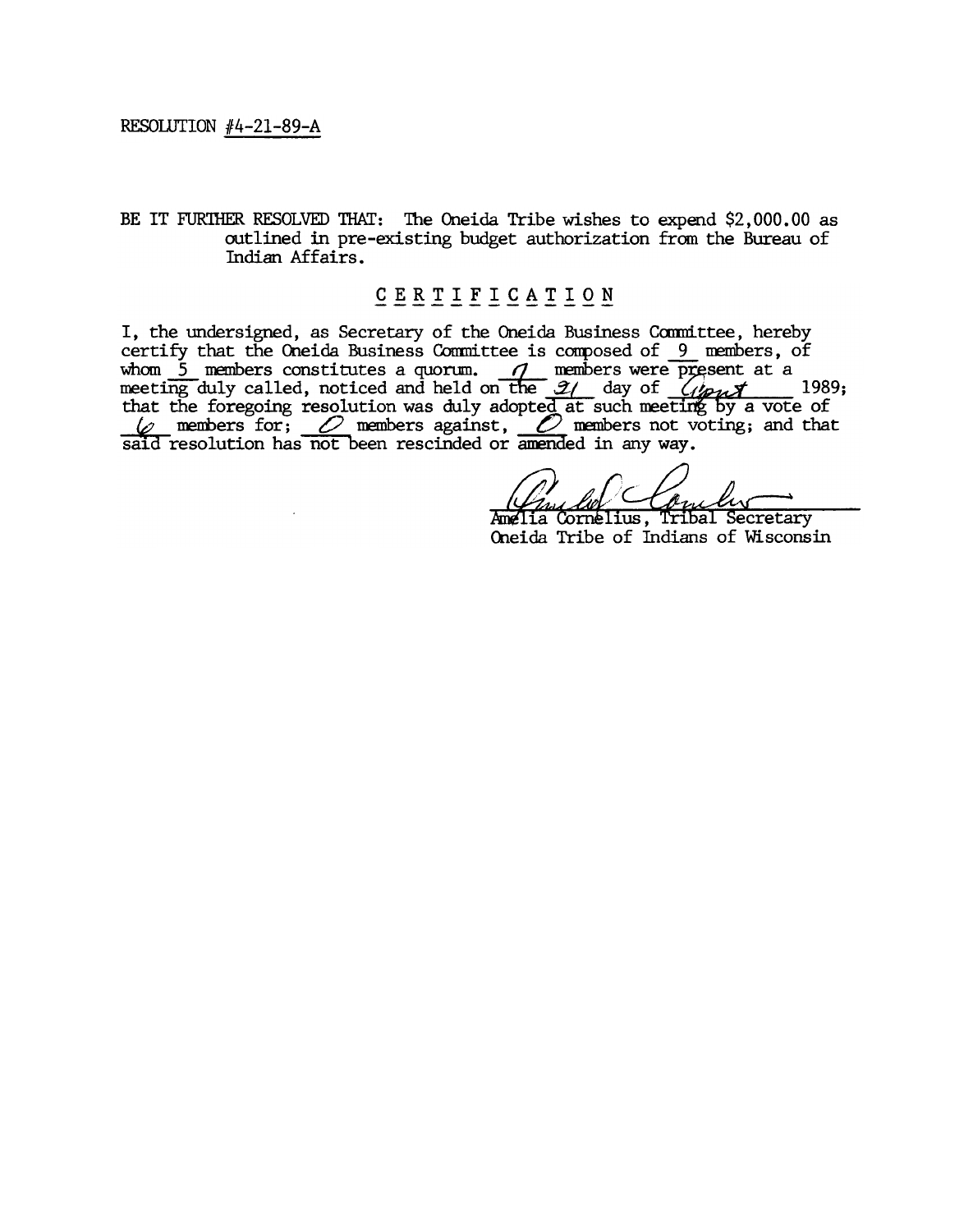RESOLUTION #4-21-89-A

BE IT FURTHER RESOLVED THAT: The Oneida Tribe wishes to expend $2,000.00 as outlined in pre-existing budget authorization from the Bureau of Indian Affairs.

## C E R T I F I C A T I O N

I, the undersigned, as Secretary of the Oneida Business Committee, hereby certify that the Oneida Business Committee is composed of 9 members, of whom 5 members constitutes a quorum. 7 members were present at a meeting duly called, noticed and held on the 21 day of April 1989; that the foregoing resolution was duly adopted at such meeting by a vote of 6 members for; 0 members against, 0 members not voting; and that said resolution has not been rescinded or amended in any way.

Amelia Cornelius, Tribal Secretary
Oneida Tribe of Indians of Wisconsin